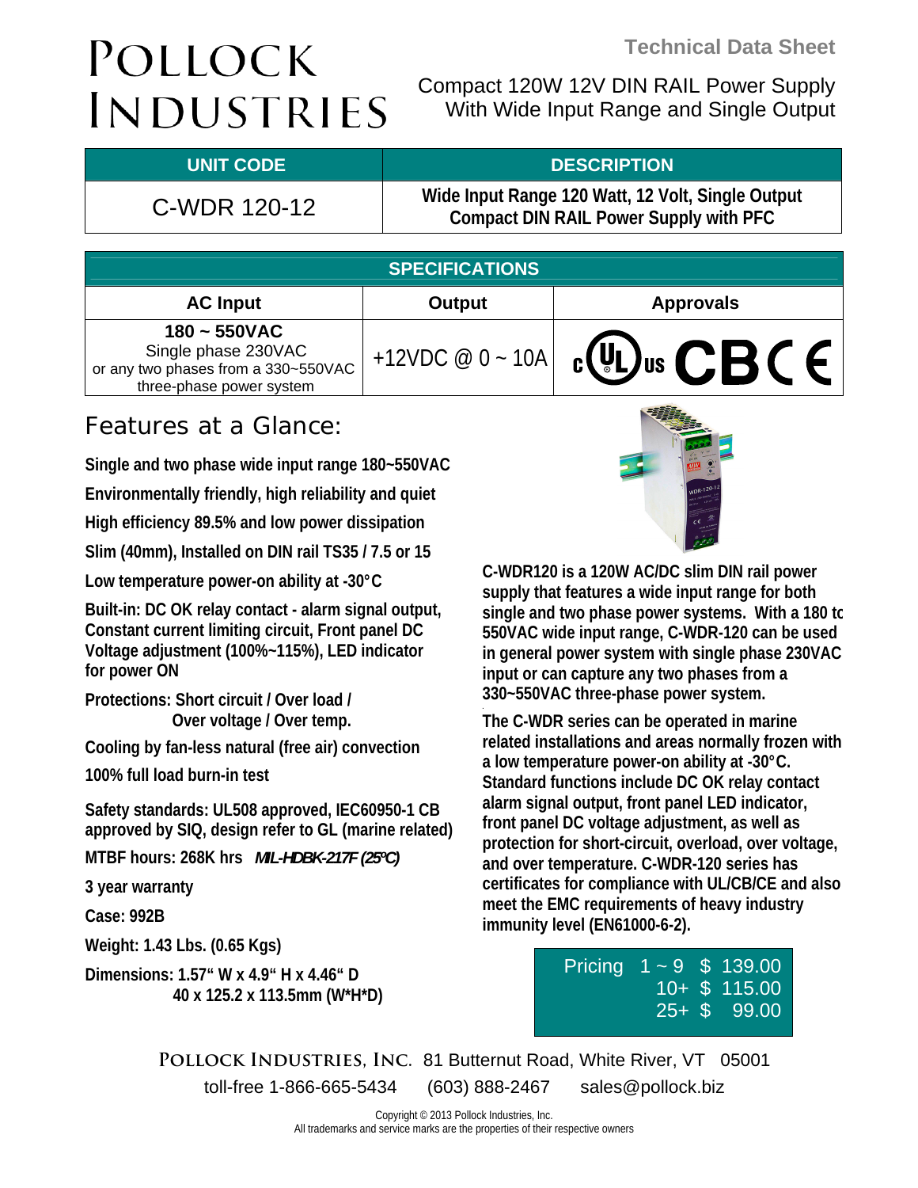# POLLOCK INDUSTRIES

**Technical Data Sheet**

Compact 120W 12V DIN RAIL Power Supply
With Wide Input Range and Single Output

| UNIT CODE | DESCRIPTION |
|---|---|
| C-WDR 120-12 | **Wide Input Range 120 Watt, 12 Volt, Single Output Compact DIN RAIL Power Supply with PFC** |

| SPECIFICATIONS | | |
|---|---|---|
| **AC Input** | **Output** | **Approvals** |
| **180 ~ 550VAC** Single phase 230VAC or any two phases from a 330~550VAC three-phase power system | +12VDC @ 0 ~ 10A | cULus CB CE |

## Features at a Glance:

**Single and two phase wide input range 180~550VAC**

**Environmentally friendly, high reliability and quiet**

**High efficiency 89.5% and low power dissipation**

**Slim (40mm), Installed on DIN rail TS35 / 7.5 or 15**

**Low temperature power-on ability at -30°C**

**Built-in: DC OK relay contact - alarm signal output, Constant current limiting circuit, Front panel DC Voltage adjustment (100%~115%), LED indicator for power ON**

**Protections: Short circuit / Over load / Over voltage / Over temp.**

**Cooling by fan-less natural (free air) convection**

**100% full load burn-in test**

**Safety standards: UL508 approved, IEC60950-1 CB approved by SIQ, design refer to GL (marine related)**

**MTBF hours: 268K hrs** ***MIL-HDBK-217F (25ºC)***

**3 year warranty**

**Case: 992B**

**Weight: 1.43 Lbs. (0.65 Kgs)**

**Dimensions: 1.57" W x 4.9" H x 4.46" D**
**40 x 125.2 x 113.5mm (W*H*D)**

**C-WDR120 is a 120W AC/DC slim DIN rail power supply that features a wide input range for both single and two phase power systems. With a 180 to 550VAC wide input range, C-WDR-120 can be used in general power system with single phase 230VAC input or can capture any two phases from a 330~550VAC three-phase power system.**

**The C-WDR series can be operated in marine related installations and areas normally frozen with a low temperature power-on ability at -30°C. Standard functions include DC OK relay contact alarm signal output, front panel LED indicator, front panel DC voltage adjustment, as well as protection for short-circuit, overload, over voltage, and over temperature. C-WDR-120 series has certificates for compliance with UL/CB/CE and also meet the EMC requirements of heavy industry immunity level (EN61000-6-2).**

| Pricing | | |
|---|---|---|
| | 1 ~ 9 | $ 139.00 |
| | 10+ | $ 115.00 |
| | 25+ | $ 99.00 |

**POLLOCK INDUSTRIES, INC.** 81 Butternut Road, White River, VT 05001
toll-free 1-866-665-5434 (603) 888-2467 sales@pollock.biz

Copyright © 2013 Pollock Industries, Inc.
All trademarks and service marks are the properties of their respective owners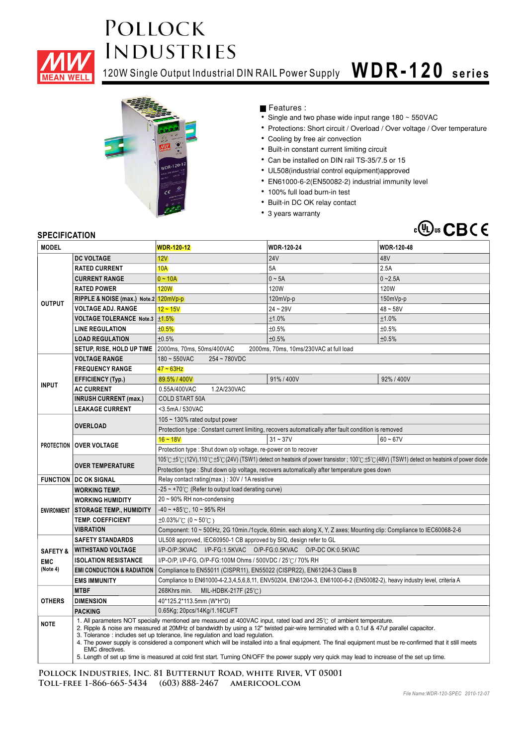# POLLOCK INDUSTRIES

MEAN WELL

## 120W Single Output Industrial DIN RAIL Power Supply **WDR-120 series**

■ Features :

- Single and two phase wide input range 180 ~ 550VAC
- Protections: Short circuit / Overload / Over voltage / Over temperature
- Cooling by free air convection
- Built-in constant current limiting circuit
- Can be installed on DIN rail TS-35/7.5 or 15
- UL508(industrial control equipment)approved
- EN61000-6-2(EN50082-2) industrial immunity level
- 100% full load burn-in test
- Built-in DC OK relay contact
- 3 years warranty

## SPECIFICATION

| MODEL | | WDR-120-12 | WDR-120-24 | WDR-120-48 |
|---|---|---|---|---|
| OUTPUT | DC VOLTAGE | 12V | 24V | 48V |
| | RATED CURRENT | 10A | 5A | 2.5A |
| | CURRENT RANGE | 0 ~ 10A | 0 ~ 5A | 0 ~2.5A |
| | RATED POWER | 120W | 120W | 120W |
| | RIPPLE & NOISE (max.) Note.2 | 120mVp-p | 120mVp-p | 150mVp-p |
| | VOLTAGE ADJ. RANGE | 12 ~ 15V | 24 ~ 29V | 48 ~ 58V |
| | VOLTAGE TOLERANCE Note.3 | ±1.5% | ±1.0% | ±1.0% |
| | LINE REGULATION | ±0.5% | ±0.5% | ±0.5% |
| | LOAD REGULATION | ±0.5% | ±0.5% | ±0.5% |
| | SETUP, RISE, HOLD UP TIME | 2000ms, 70ms, 50ms/400VAC 2000ms, 70ms, 10ms/230VAC at full load | | |
| INPUT | VOLTAGE RANGE | 180 ~ 550VAC 254 ~ 780VDC | | |
| | FREQUENCY RANGE | 47 ~ 63Hz | | |
| | EFFICIENCY (Typ.) | 89.5% / 400V | 91% / 400V | 92% / 400V |
| | AC CURRENT | 0.55A/400VAC 1.2A/230VAC | | |
| | INRUSH CURRENT (max.) | COLD START 50A | | |
| | LEAKAGE CURRENT | <3.5mA / 530VAC | | |
| PROTECTION | OVERLOAD | 105 ~ 130% rated output power | | |
| | | Protection type : Constant current limiting, recovers automatically after fault condition is removed | | |
| | OVER VOLTAGE | 16 ~ 18V | 31 ~ 37V | 60 ~ 67V |
| | | Protection type : Shut down o/p voltage, re-power on to recover | | |
| | OVER TEMPERATURE | 105℃±5℃(12V),110℃±5℃(24V) (TSW1) detect on heatsink of power transistor ; 100℃±5℃(48V) (TSW1) detect on heatsink of power diode | | |
| | | Protection type : Shut down o/p voltage, recovers automatically after temperature goes down | | |
| FUNCTION | DC OK SIGNAL | Relay contact rating(max.) : 30V / 1A resistive | | |
| ENVIRONMENT | WORKING TEMP. | -25 ~ +70℃ (Refer to output load derating curve) | | |
| | WORKING HUMIDITY | 20 ~ 90% RH non-condensing | | |
| | STORAGE TEMP., HUMIDITY | -40 ~ +85℃, 10 ~ 95% RH | | |
| | TEMP. COEFFICIENT | ±0.03%/℃ (0 ~ 50℃) | | |
| | VIBRATION | Component: 10 ~ 500Hz, 2G 10min./1cycle, 60min. each along X, Y, Z axes; Mounting clip: Compliance to IEC60068-2-6 | | |
| SAFETY & EMC (Note 4) | SAFETY STANDARDS | UL508 approved, IEC60950-1 CB approved by SIQ, design refer to GL | | |
| | WITHSTAND VOLTAGE | I/P-O/P:3KVAC I/P-FG:1.5KVAC O/P-FG:0.5KVAC O/P-DC OK:0.5KVAC | | |
| | ISOLATION RESISTANCE | I/P-O/P, I/P-FG, O/P-FG:100M Ohms / 500VDC / 25℃/ 70% RH | | |
| | EMI CONDUCTION & RADIATION | Compliance to EN55011 (CISPR11), EN55022 (CISPR22), EN61204-3 Class B | | |
| | EMS IMMUNITY | Compliance to EN61000-4-2,3,4,5,6,8,11, ENV50204, EN61204-3, EN61000-6-2 (EN50082-2), heavy industry level, criteria A | | |
| OTHERS | MTBF | 268Khrs min. MIL-HDBK-217F (25℃) | | |
| | DIMENSION | 40*125.2*113.5mm (W*H*D) | | |
| | PACKING | 0.65Kg; 20pcs/14Kg/1.16CUFT | | |

**NOTE**

1. All parameters NOT specially mentioned are measured at 400VAC input, rated load and 25℃ of ambient temperature.
2. Ripple & noise are measured at 20MHz of bandwidth by using a 12" twisted pair-wire terminated with a 0.1uf & 47uf parallel capacitor.
3. Tolerance : includes set up tolerance, line regulation and load regulation.
4. The power supply is considered a component which will be installed into a final equipment. The final equipment must be re-confirmed that it still meets EMC directives.
5. Length of set up time is measured at cold first start. Turning ON/OFF the power supply very quick may lead to increase of the set up time.

POLLOCK INDUSTRIES, INC. 81 BUTTERNUT ROAD, WHITE RIVER, VT 05001
TOLL-FREE 1-866-665-5434 (603) 888-2467 AMERICOOL.COM

File Name:WDR-120-SPEC 2010-12-07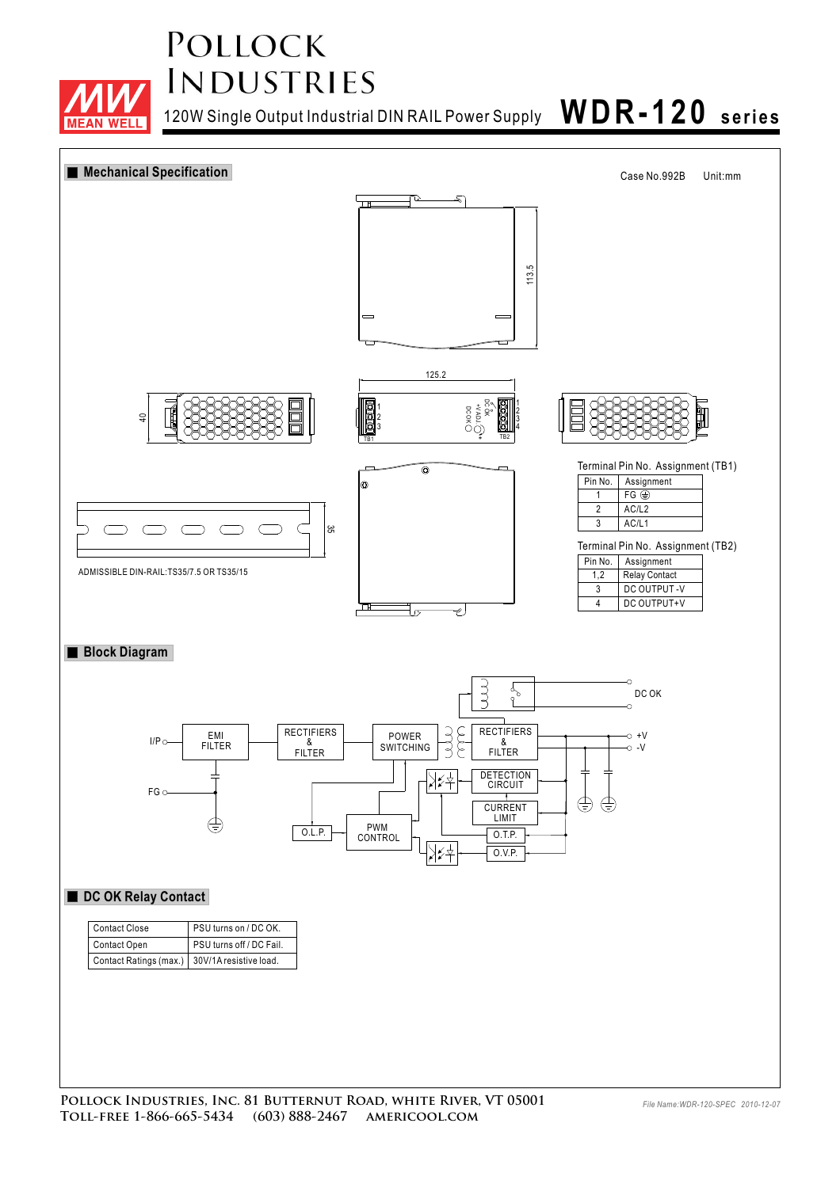# 120W Single Output Industrial DIN RAIL Power Supply WDR-120 series

## Mechanical Specification

Case No.992B Unit:mm

113.5

125.2

40

35

ADMISSIBLE DIN-RAIL:TS35/7.5 OR TS35/15

Terminal Pin No. Assignment (TB1)

| Pin No. | Assignment |
|---|---|
| 1 | FG ⏚ |
| 2 | AC/L2 |
| 3 | AC/L1 |

Terminal Pin No. Assignment (TB2)

| Pin No. | Assignment |
|---|---|
| 1,2 | Relay Contact |
| 3 | DC OUTPUT -V |
| 4 | DC OUTPUT+V |

## Block Diagram

I/P, FG, EMI FILTER, RECTIFIERS & FILTER, POWER SWITCHING, RECTIFIERS & FILTER, +V, -V, DC OK, DETECTION CIRCUIT, CURRENT LIMIT, O.T.P., O.V.P., PWM CONTROL, O.L.P.

## DC OK Relay Contact

| Contact Close | PSU turns on / DC OK. |
|---|---|
| Contact Open | PSU turns off / DC Fail. |
| Contact Ratings (max.) | 30V/1A resistive load. |

File Name:WDR-120-SPEC 2010-12-07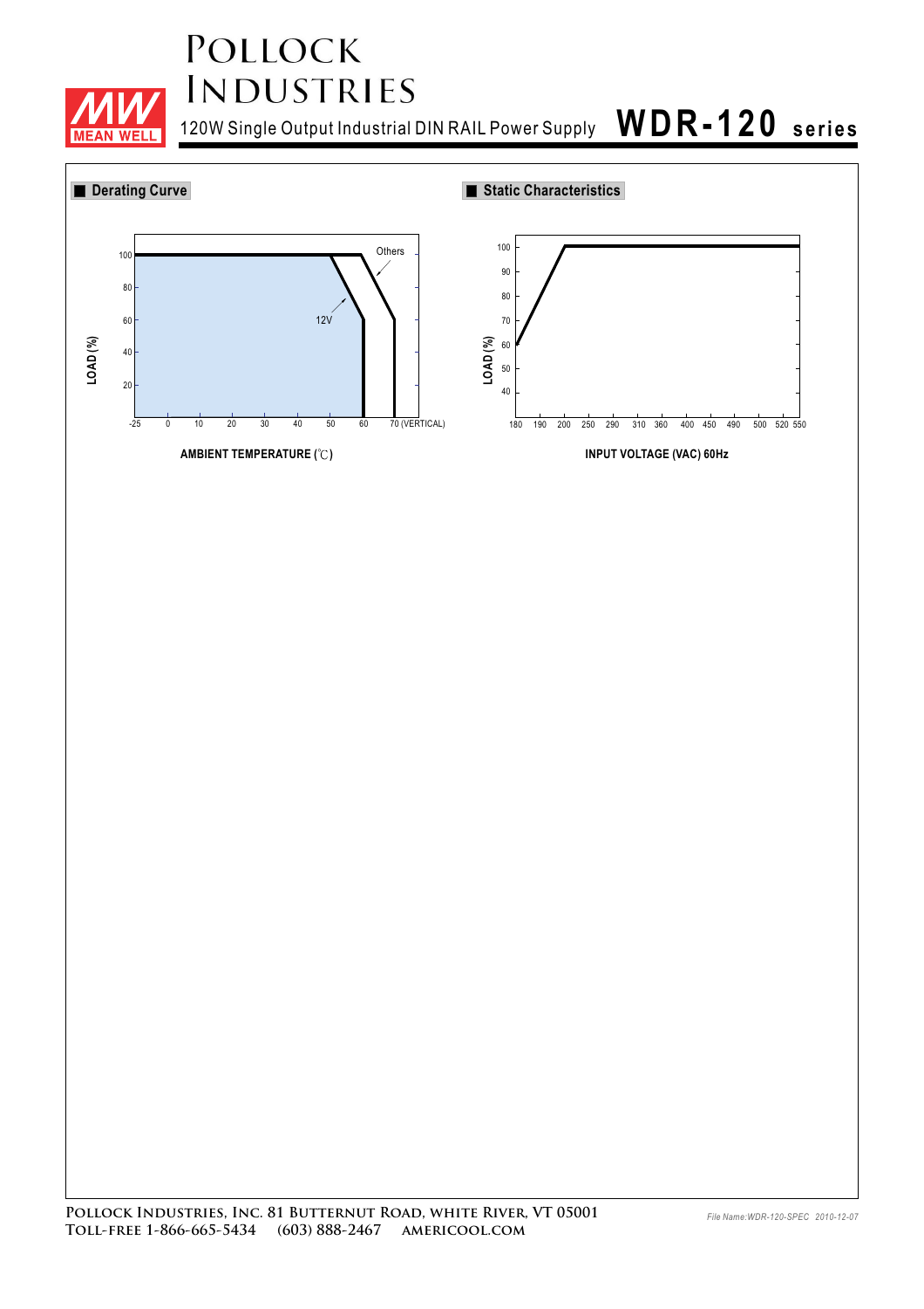## Derating Curve

LOAD (%)

100
80
60
40
20

Others
12V

-25 0 10 20 30 40 50 60 70 (VERTICAL)

AMBIENT TEMPERATURE (℃)

## Static Characteristics

LOAD (%)

100
90
80
70
60
50
40

180 190 200 250 290 310 360 400 450 490 500 520 550

INPUT VOLTAGE (VAC) 60Hz

*File Name:WDR-120-SPEC 2010-12-07*